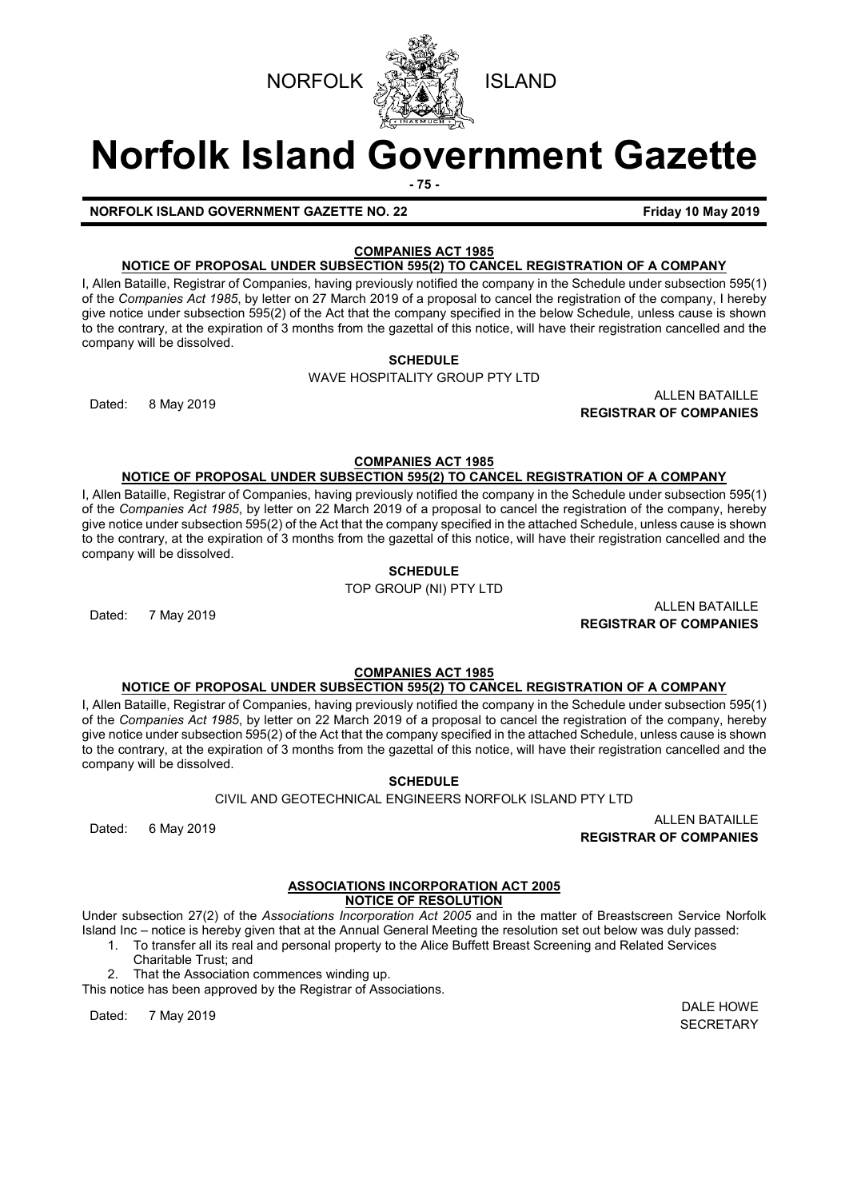NORFOLK ISLAND

# Norfolk Island Government Gazette

**NORFOLK ISLAND GOVERNMENT GAZETTE NO. 22** **Friday 10 May 2019**

**COMPANIES ACT 1985**

**NOTICE OF PROPOSAL UNDER SUBSECTION 595(2) TO CANCEL REGISTRATION OF A COMPANY**

I, Allen Bataille, Registrar of Companies, having previously notified the company in the Schedule under subsection 595(1) of the *Companies Act 1985*, by letter on 27 March 2019 of a proposal to cancel the registration of the company, I hereby give notice under subsection 595(2) of the Act that the company specified in the below Schedule, unless cause is shown to the contrary, at the expiration of 3 months from the gazettal of this notice, will have their registration cancelled and the company will be dissolved.

**SCHEDULE**

WAVE HOSPITALITY GROUP PTY LTD

Dated: 8 May 2019

ALLEN BATAILLE
**REGISTRAR OF COMPANIES**

**COMPANIES ACT 1985**

**NOTICE OF PROPOSAL UNDER SUBSECTION 595(2) TO CANCEL REGISTRATION OF A COMPANY**

I, Allen Bataille, Registrar of Companies, having previously notified the company in the Schedule under subsection 595(1) of the *Companies Act 1985*, by letter on 22 March 2019 of a proposal to cancel the registration of the company, hereby give notice under subsection 595(2) of the Act that the company specified in the attached Schedule, unless cause is shown to the contrary, at the expiration of 3 months from the gazettal of this notice, will have their registration cancelled and the company will be dissolved.

**SCHEDULE**

TOP GROUP (NI) PTY LTD

Dated: 7 May 2019

ALLEN BATAILLE
**REGISTRAR OF COMPANIES**

**COMPANIES ACT 1985**

**NOTICE OF PROPOSAL UNDER SUBSECTION 595(2) TO CANCEL REGISTRATION OF A COMPANY**

I, Allen Bataille, Registrar of Companies, having previously notified the company in the Schedule under subsection 595(1) of the *Companies Act 1985*, by letter on 22 March 2019 of a proposal to cancel the registration of the company, hereby give notice under subsection 595(2) of the Act that the company specified in the attached Schedule, unless cause is shown to the contrary, at the expiration of 3 months from the gazettal of this notice, will have their registration cancelled and the company will be dissolved.

**SCHEDULE**

CIVIL AND GEOTECHNICAL ENGINEERS NORFOLK ISLAND PTY LTD

Dated: 6 May 2019

ALLEN BATAILLE
**REGISTRAR OF COMPANIES**

**ASSOCIATIONS INCORPORATION ACT 2005**

**NOTICE OF RESOLUTION**

Under subsection 27(2) of the *Associations Incorporation Act 2005* and in the matter of Breastscreen Service Norfolk Island Inc – notice is hereby given that at the Annual General Meeting the resolution set out below was duly passed:

1. To transfer all its real and personal property to the Alice Buffett Breast Screening and Related Services Charitable Trust; and
2. That the Association commences winding up.

This notice has been approved by the Registrar of Associations.

Dated: 7 May 2019

DALE HOWE
SECRETARY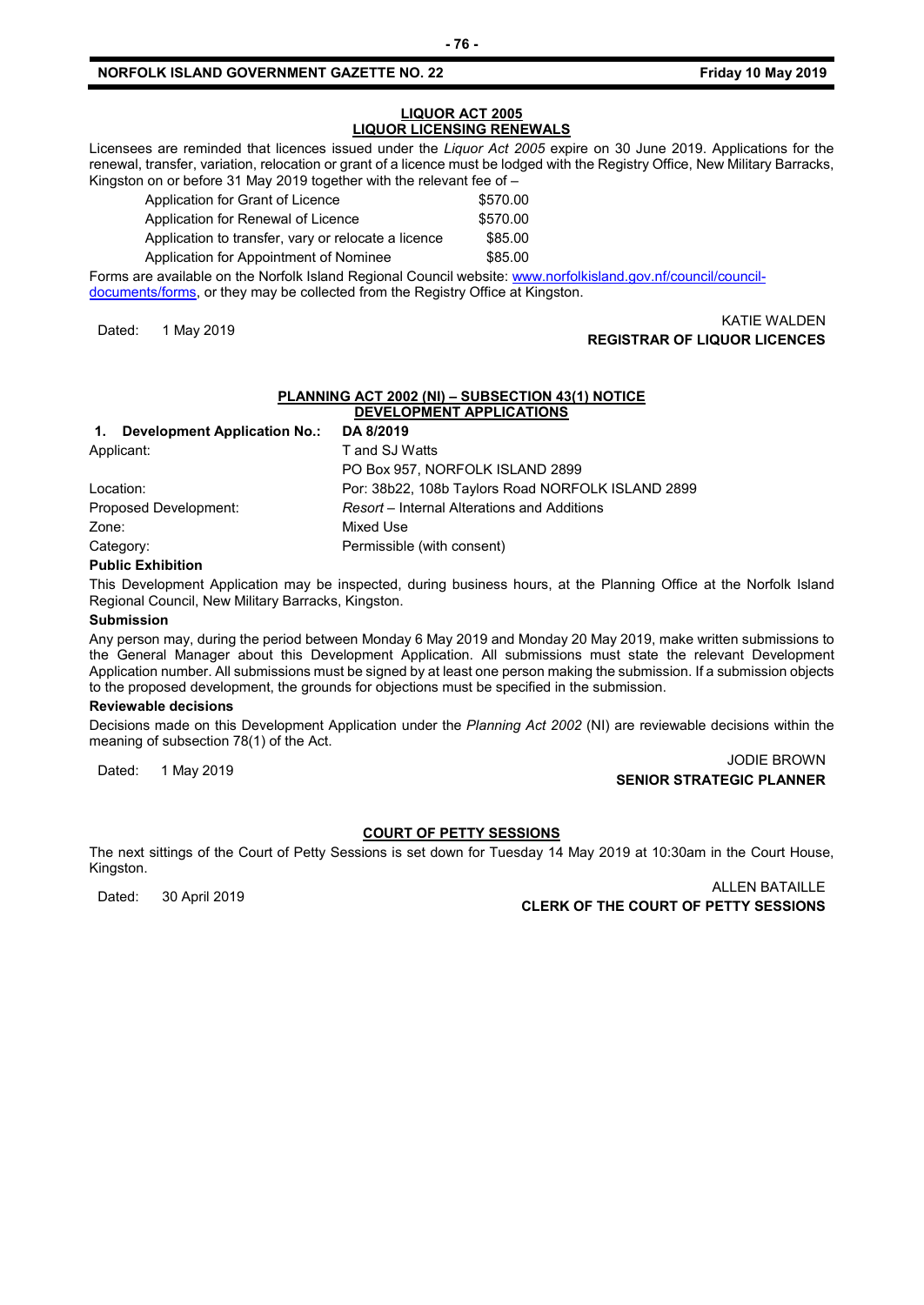## LIQUOR ACT 2005
## LIQUOR LICENSING RENEWALS

Licensees are reminded that licences issued under the *Liquor Act 2005* expire on 30 June 2019. Applications for the renewal, transfer, variation, relocation or grant of a licence must be lodged with the Registry Office, New Military Barracks, Kingston on or before 31 May 2019 together with the relevant fee of –

| | |
|---|---|
| Application for Grant of Licence | $570.00 |
| Application for Renewal of Licence | $570.00 |
| Application to transfer, vary or relocate a licence | $85.00 |
| Application for Appointment of Nominee | $85.00 |

Forms are available on the Norfolk Island Regional Council website: www.norfolkisland.gov.nf/council/council-documents/forms, or they may be collected from the Registry Office at Kingston.

Dated: 1 May 2019

KATIE WALDEN
**REGISTRAR OF LIQUOR LICENCES**

## PLANNING ACT 2002 (NI) – SUBSECTION 43(1) NOTICE
## DEVELOPMENT APPLICATIONS

| | |
|---|---|
| **1. Development Application No.:** | **DA 8/2019** |
| Applicant: | T and SJ Watts<br>PO Box 957, NORFOLK ISLAND 2899 |
| Location: | Por: 38b22, 108b Taylors Road NORFOLK ISLAND 2899 |
| Proposed Development: | *Resort* – Internal Alterations and Additions |
| Zone: | Mixed Use |
| Category: | Permissible (with consent) |

**Public Exhibition**

This Development Application may be inspected, during business hours, at the Planning Office at the Norfolk Island Regional Council, New Military Barracks, Kingston.

**Submission**

Any person may, during the period between Monday 6 May 2019 and Monday 20 May 2019, make written submissions to the General Manager about this Development Application. All submissions must state the relevant Development Application number. All submissions must be signed by at least one person making the submission. If a submission objects to the proposed development, the grounds for objections must be specified in the submission.

**Reviewable decisions**

Decisions made on this Development Application under the *Planning Act 2002* (NI) are reviewable decisions within the meaning of subsection 78(1) of the Act.

Dated: 1 May 2019

JODIE BROWN
**SENIOR STRATEGIC PLANNER**

## COURT OF PETTY SESSIONS

The next sittings of the Court of Petty Sessions is set down for Tuesday 14 May 2019 at 10:30am in the Court House, Kingston.

Dated: 30 April 2019

ALLEN BATAILLE
**CLERK OF THE COURT OF PETTY SESSIONS**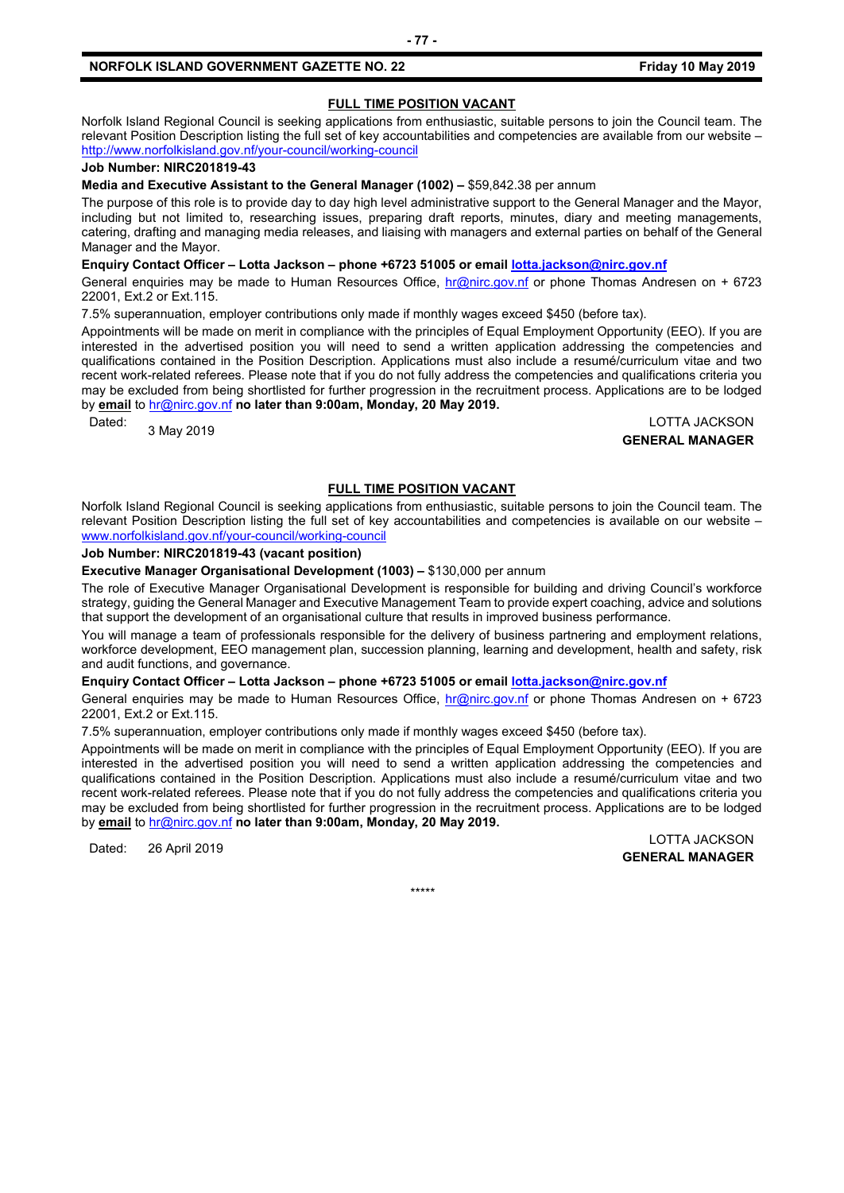**FULL TIME POSITION VACANT**

Norfolk Island Regional Council is seeking applications from enthusiastic, suitable persons to join the Council team. The relevant Position Description listing the full set of key accountabilities and competencies are available from our website – http://www.norfolkisland.gov.nf/your-council/working-council

**Job Number: NIRC201819-43**

**Media and Executive Assistant to the General Manager (1002) –** $59,842.38 per annum

The purpose of this role is to provide day to day high level administrative support to the General Manager and the Mayor, including but not limited to, researching issues, preparing draft reports, minutes, diary and meeting managements, catering, drafting and managing media releases, and liaising with managers and external parties on behalf of the General Manager and the Mayor.

**Enquiry Contact Officer – Lotta Jackson – phone +6723 51005 or email lotta.jackson@nirc.gov.nf**

General enquiries may be made to Human Resources Office, hr@nirc.gov.nf or phone Thomas Andresen on + 6723 22001, Ext.2 or Ext.115.

7.5% superannuation, employer contributions only made if monthly wages exceed $450 (before tax).

Appointments will be made on merit in compliance with the principles of Equal Employment Opportunity (EEO). If you are interested in the advertised position you will need to send a written application addressing the competencies and qualifications contained in the Position Description. Applications must also include a resumé/curriculum vitae and two recent work-related referees. Please note that if you do not fully address the competencies and qualifications criteria you may be excluded from being shortlisted for further progression in the recruitment process. Applications are to be lodged by **email** to hr@nirc.gov.nf **no later than 9:00am, Monday, 20 May 2019.**

Dated: 3 May 2019

LOTTA JACKSON
**GENERAL MANAGER**

**FULL TIME POSITION VACANT**

Norfolk Island Regional Council is seeking applications from enthusiastic, suitable persons to join the Council team. The relevant Position Description listing the full set of key accountabilities and competencies is available on our website – www.norfolkisland.gov.nf/your-council/working-council

**Job Number: NIRC201819-43 (vacant position)**

**Executive Manager Organisational Development (1003) –** $130,000 per annum

The role of Executive Manager Organisational Development is responsible for building and driving Council's workforce strategy, guiding the General Manager and Executive Management Team to provide expert coaching, advice and solutions that support the development of an organisational culture that results in improved business performance.

You will manage a team of professionals responsible for the delivery of business partnering and employment relations, workforce development, EEO management plan, succession planning, learning and development, health and safety, risk and audit functions, and governance.

**Enquiry Contact Officer – Lotta Jackson – phone +6723 51005 or email lotta.jackson@nirc.gov.nf**

General enquiries may be made to Human Resources Office, hr@nirc.gov.nf or phone Thomas Andresen on + 6723 22001, Ext.2 or Ext.115.

7.5% superannuation, employer contributions only made if monthly wages exceed $450 (before tax).

Appointments will be made on merit in compliance with the principles of Equal Employment Opportunity (EEO). If you are interested in the advertised position you will need to send a written application addressing the competencies and qualifications contained in the Position Description. Applications must also include a resumé/curriculum vitae and two recent work-related referees. Please note that if you do not fully address the competencies and qualifications criteria you may be excluded from being shortlisted for further progression in the recruitment process. Applications are to be lodged by **email** to hr@nirc.gov.nf **no later than 9:00am, Monday, 20 May 2019.**

Dated: 26 April 2019

LOTTA JACKSON
**GENERAL MANAGER**

*****